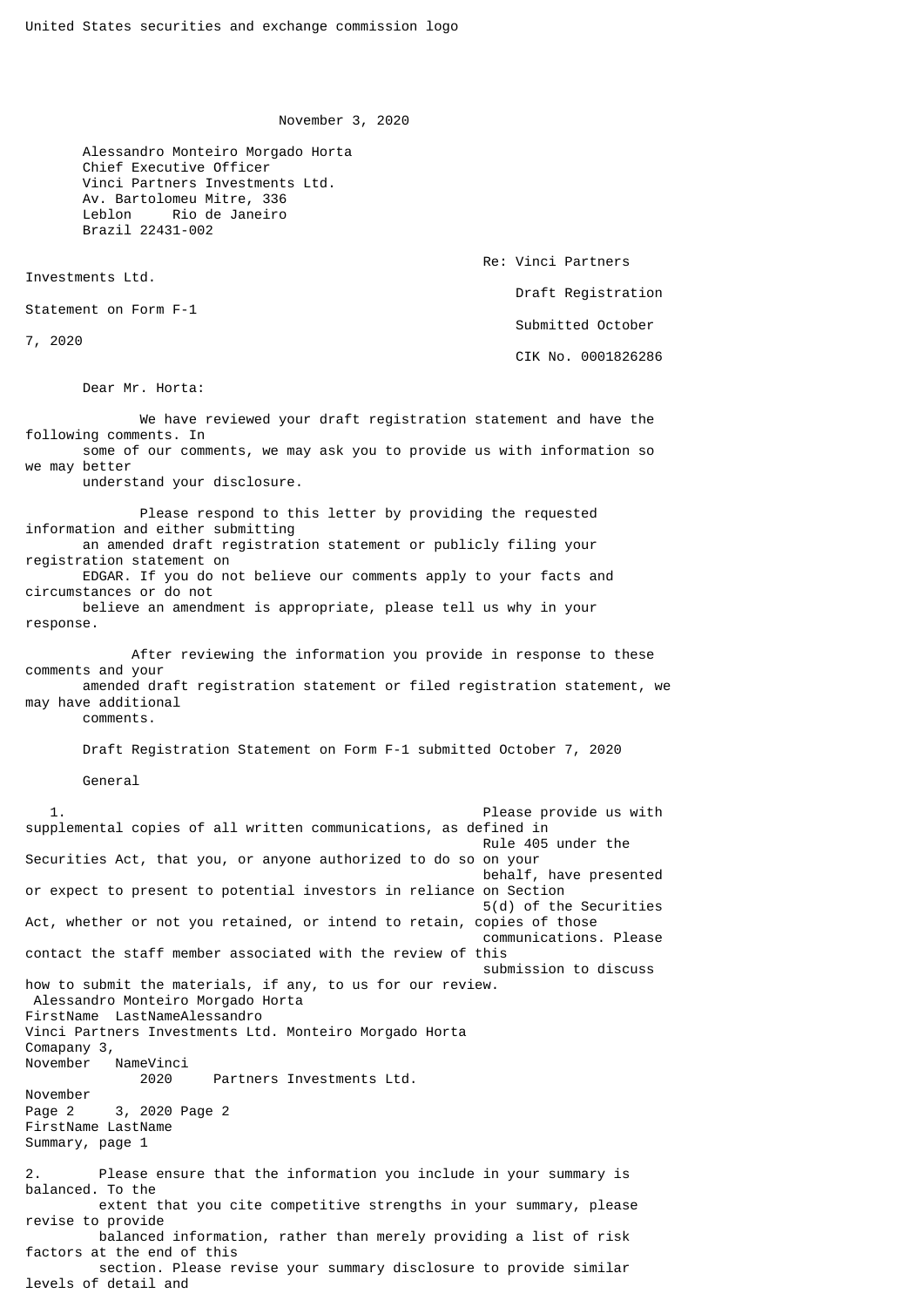United States securities and exchange commission logo

November 3, 2020

Alessandro Monteiro Morgado Horta
Chief Executive Officer
Vinci Partners Investments Ltd.
Av. Bartolomeu Mitre, 336
Leblon Rio de Janeiro
Brazil 22431-002

Re: Vinci Partners Investments Ltd.
Draft Registration Statement on Form F-1
Submitted October 7, 2020
CIK No. 0001826286

Dear Mr. Horta:

We have reviewed your draft registration statement and have the following comments. In some of our comments, we may ask you to provide us with information so we may better understand your disclosure.

Please respond to this letter by providing the requested information and either submitting an amended draft registration statement or publicly filing your registration statement on EDGAR. If you do not believe our comments apply to your facts and circumstances or do not believe an amendment is appropriate, please tell us why in your response.

After reviewing the information you provide in response to these comments and your amended draft registration statement or filed registration statement, we may have additional comments.

Draft Registration Statement on Form F-1 submitted October 7, 2020

General

1. Please provide us with supplemental copies of all written communications, as defined in Rule 405 under the Securities Act, that you, or anyone authorized to do so on your behalf, have presented or expect to present to potential investors in reliance on Section 5(d) of the Securities Act, whether or not you retained, or intend to retain, copies of those communications. Please contact the staff member associated with the review of this submission to discuss how to submit the materials, if any, to us for our review.

Summary, page 1

2. Please ensure that the information you include in your summary is balanced. To the extent that you cite competitive strengths in your summary, please revise to provide balanced information, rather than merely providing a list of risk factors at the end of this section. Please revise your summary disclosure to provide similar levels of detail and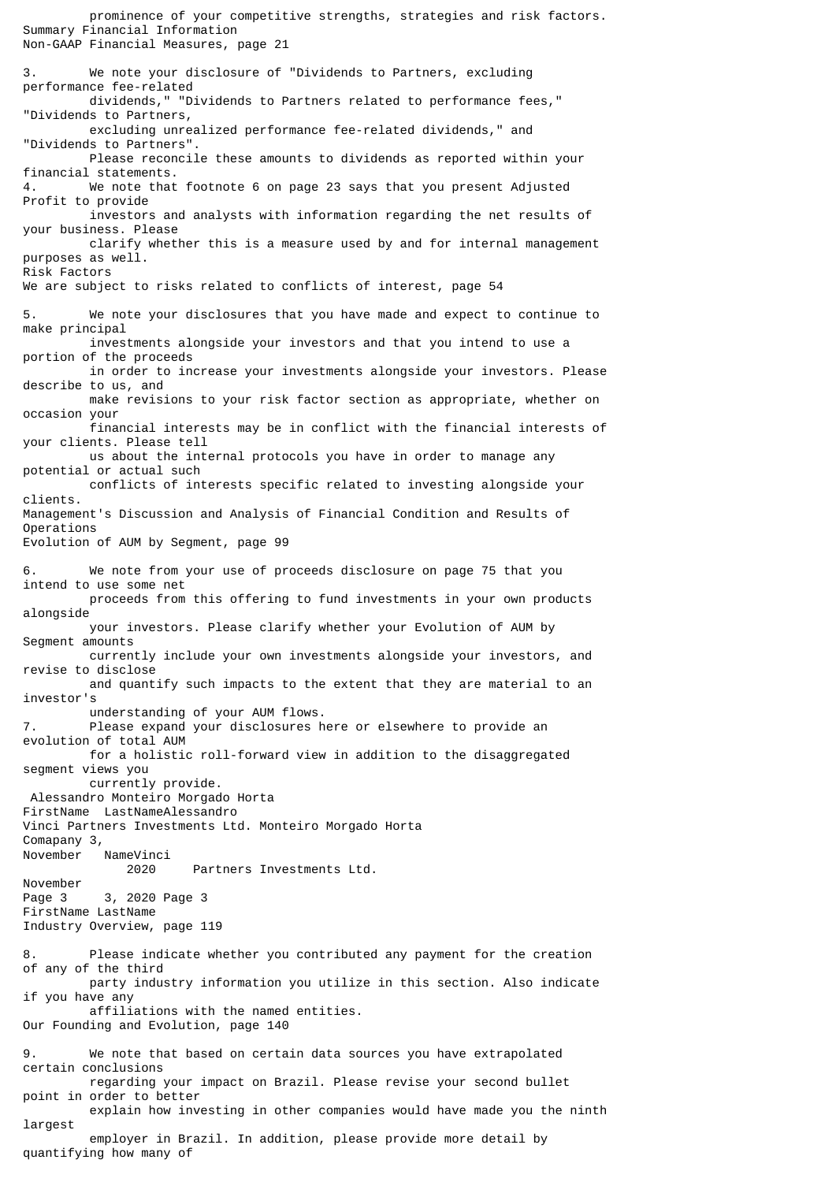prominence of your competitive strengths, strategies and risk factors.

Summary Financial Information
Non-GAAP Financial Measures, page 21

3. We note your disclosure of "Dividends to Partners, excluding performance fee-related dividends," "Dividends to Partners related to performance fees," "Dividends to Partners, excluding unrealized performance fee-related dividends," and "Dividends to Partners". Please reconcile these amounts to dividends as reported within your financial statements.

4. We note that footnote 6 on page 23 says that you present Adjusted Profit to provide investors and analysts with information regarding the net results of your business. Please clarify whether this is a measure used by and for internal management purposes as well.

Risk Factors
We are subject to risks related to conflicts of interest, page 54

5. We note your disclosures that you have made and expect to continue to make principal investments alongside your investors and that you intend to use a portion of the proceeds in order to increase your investments alongside your investors. Please describe to us, and make revisions to your risk factor section as appropriate, whether on occasion your financial interests may be in conflict with the financial interests of your clients. Please tell us about the internal protocols you have in order to manage any potential or actual such conflicts of interests specific related to investing alongside your clients.

Management's Discussion and Analysis of Financial Condition and Results of Operations
Evolution of AUM by Segment, page 99

6. We note from your use of proceeds disclosure on page 75 that you intend to use some net proceeds from this offering to fund investments in your own products alongside your investors. Please clarify whether your Evolution of AUM by Segment amounts currently include your own investments alongside your investors, and revise to disclose and quantify such impacts to the extent that they are material to an investor's understanding of your AUM flows.

7. Please expand your disclosures here or elsewhere to provide an evolution of total AUM for a holistic roll-forward view in addition to the disaggregated segment views you currently provide.

Industry Overview, page 119

8. Please indicate whether you contributed any payment for the creation of any of the third party industry information you utilize in this section. Also indicate if you have any affiliations with the named entities.

Our Founding and Evolution, page 140

9. We note that based on certain data sources you have extrapolated certain conclusions regarding your impact on Brazil. Please revise your second bullet point in order to better explain how investing in other companies would have made you the ninth largest employer in Brazil. In addition, please provide more detail by quantifying how many of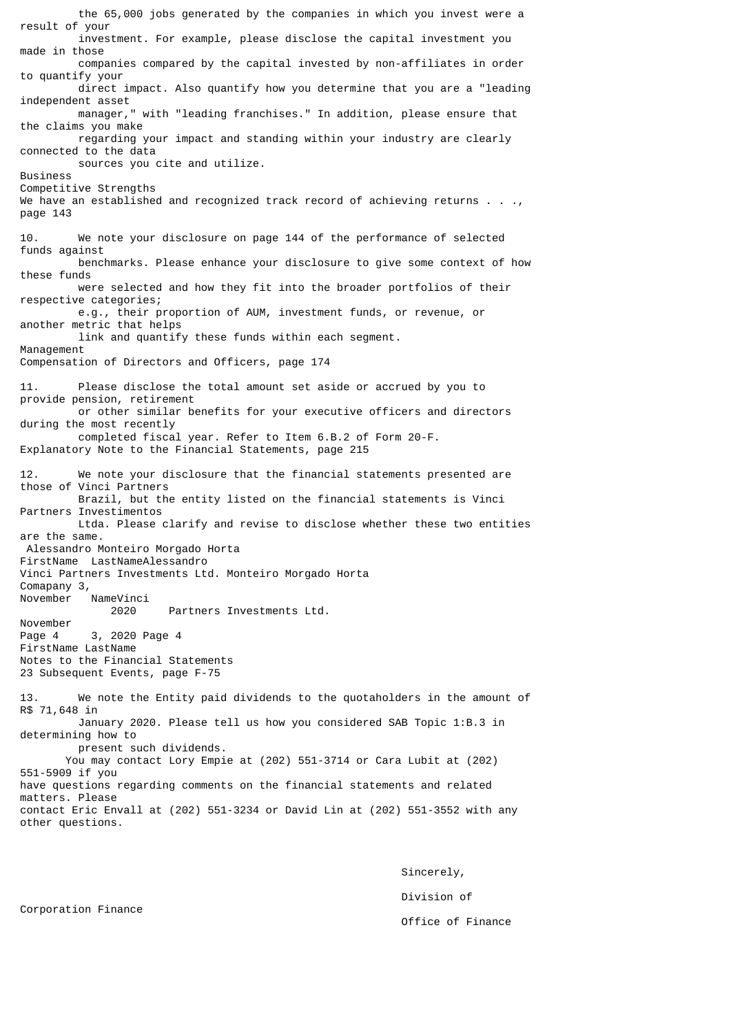the 65,000 jobs generated by the companies in which you invest were a result of your investment. For example, please disclose the capital investment you made in those companies compared by the capital invested by non-affiliates in order to quantify your direct impact. Also quantify how you determine that you are a "leading independent asset manager," with "leading franchises." In addition, please ensure that the claims you make regarding your impact and standing within your industry are clearly connected to the data sources you cite and utilize.

Business

Competitive Strengths

We have an established and recognized track record of achieving returns . . ., page 143

10. We note your disclosure on page 144 of the performance of selected funds against benchmarks. Please enhance your disclosure to give some context of how these funds were selected and how they fit into the broader portfolios of their respective categories; e.g., their proportion of AUM, investment funds, or revenue, or another metric that helps link and quantify these funds within each segment.

Management

Compensation of Directors and Officers, page 174

11. Please disclose the total amount set aside or accrued by you to provide pension, retirement or other similar benefits for your executive officers and directors during the most recently completed fiscal year. Refer to Item 6.B.2 of Form 20-F.

Explanatory Note to the Financial Statements, page 215

12. We note your disclosure that the financial statements presented are those of Vinci Partners Brazil, but the entity listed on the financial statements is Vinci Partners Investimentos Ltda. Please clarify and revise to disclose whether these two entities are the same.

Notes to the Financial Statements

23 Subsequent Events, page F-75

13. We note the Entity paid dividends to the quotaholders in the amount of R$ 71,648 in January 2020. Please tell us how you considered SAB Topic 1:B.3 in determining how to present such dividends.

You may contact Lory Empie at (202) 551-3714 or Cara Lubit at (202) 551-5909 if you have questions regarding comments on the financial statements and related matters. Please contact Eric Envall at (202) 551-3234 or David Lin at (202) 551-3552 with any other questions.

Sincerely,

Division of Corporation Finance

Office of Finance